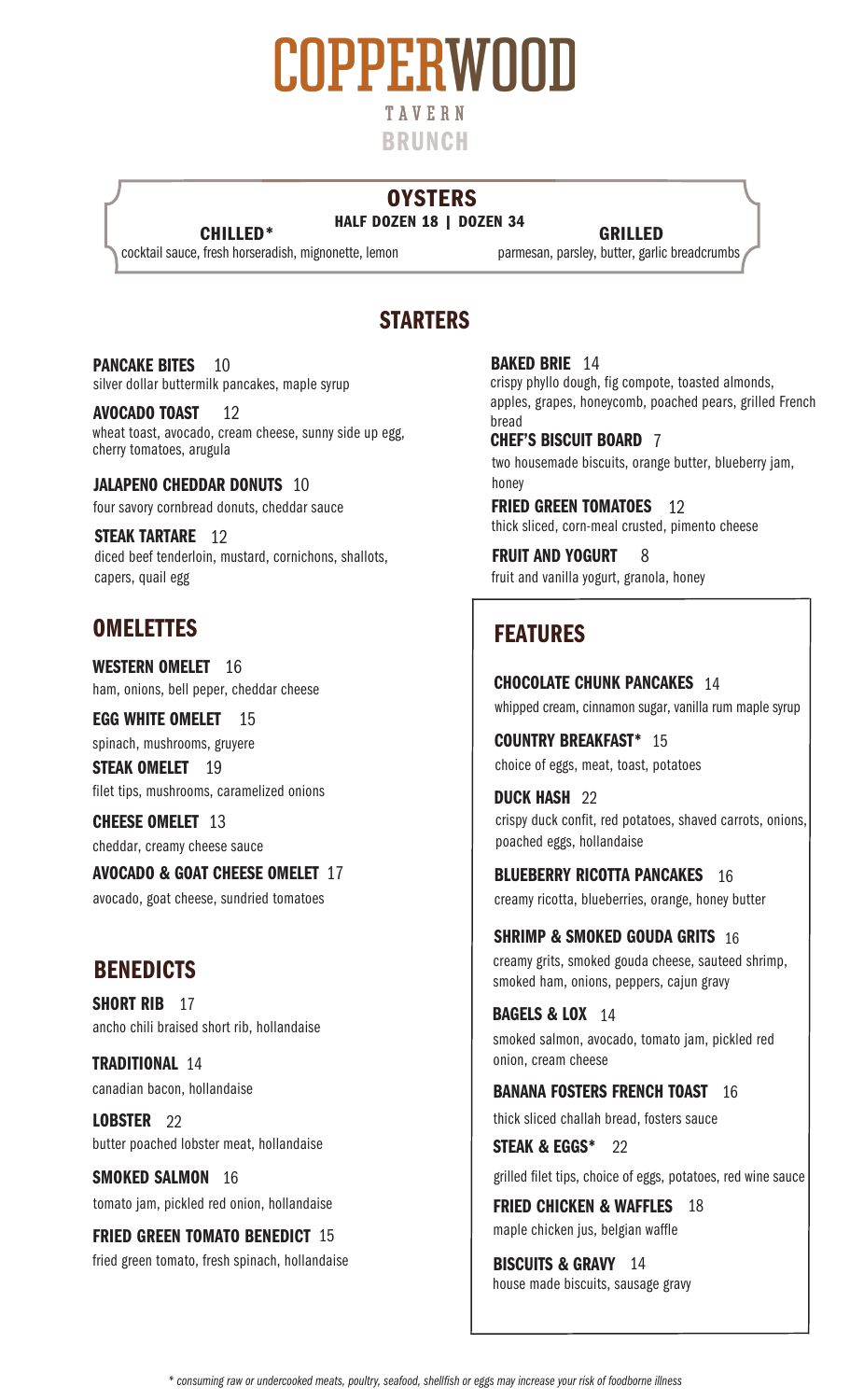# COPPERWOOD

TAVERN

BRUNCH

## OYSTERS

HALF DOZEN 18 | DOZEN 34

**CHILLED***
cocktail sauce, fresh horseradish, mignonette, lemon

**GRILLED**
parmesan, parsley, butter, garlic breadcrumbs

## STARTERS

**PANCAKE BITES** 10
silver dollar buttermilk pancakes, maple syrup

**AVOCADO TOAST** 12
wheat toast, avocado, cream cheese, sunny side up egg, cherry tomatoes, arugula

**JALAPENO CHEDDAR DONUTS** 10
four savory cornbread donuts, cheddar sauce

**STEAK TARTARE** 12
diced beef tenderloin, mustard, cornichons, shallots, capers, quail egg

**BAKED BRIE** 14
crispy phyllo dough, fig compote, toasted almonds, apples, grapes, honeycomb, poached pears, grilled French bread

**CHEF'S BISCUIT BOARD** 7
two housemade biscuits, orange butter, blueberry jam, honey

**FRIED GREEN TOMATOES** 12
thick sliced, corn-meal crusted, pimento cheese

**FRUIT AND YOGURT** 8
fruit and vanilla yogurt, granola, honey

## OMELETTES

**WESTERN OMELET** 16
ham, onions, bell peper, cheddar cheese

**EGG WHITE OMELET** 15
spinach, mushrooms, gruyere

**STEAK OMELET** 19
filet tips, mushrooms, caramelized onions

**CHEESE OMELET** 13
cheddar, creamy cheese sauce

**AVOCADO & GOAT CHEESE OMELET** 17
avocado, goat cheese, sundried tomatoes

## BENEDICTS

**SHORT RIB** 17
ancho chili braised short rib, hollandaise

**TRADITIONAL** 14
canadian bacon, hollandaise

**LOBSTER** 22
butter poached lobster meat, hollandaise

**SMOKED SALMON** 16
tomato jam, pickled red onion, hollandaise

**FRIED GREEN TOMATO BENEDICT** 15
fried green tomato, fresh spinach, hollandaise

## FEATURES

**CHOCOLATE CHUNK PANCAKES** 14
whipped cream, cinnamon sugar, vanilla rum maple syrup

**COUNTRY BREAKFAST*** 15
choice of eggs, meat, toast, potatoes

**DUCK HASH** 22
crispy duck confit, red potatoes, shaved carrots, onions, poached eggs, hollandaise

**BLUEBERRY RICOTTA PANCAKES** 16
creamy ricotta, blueberries, orange, honey butter

**SHRIMP & SMOKED GOUDA GRITS** 16
creamy grits, smoked gouda cheese, sauteed shrimp, smoked ham, onions, peppers, cajun gravy

**BAGELS & LOX** 14
smoked salmon, avocado, tomato jam, pickled red onion, cream cheese

**BANANA FOSTERS FRENCH TOAST** 16
thick sliced challah bread, fosters sauce

**STEAK & EGGS*** 22
grilled filet tips, choice of eggs, potatoes, red wine sauce

**FRIED CHICKEN & WAFFLES** 18
maple chicken jus, belgian waffle

**BISCUITS & GRAVY** 14
house made biscuits, sausage gravy

*\* consuming raw or undercooked meats, poultry, seafood, shellfish or eggs may increase your risk of foodborne illness*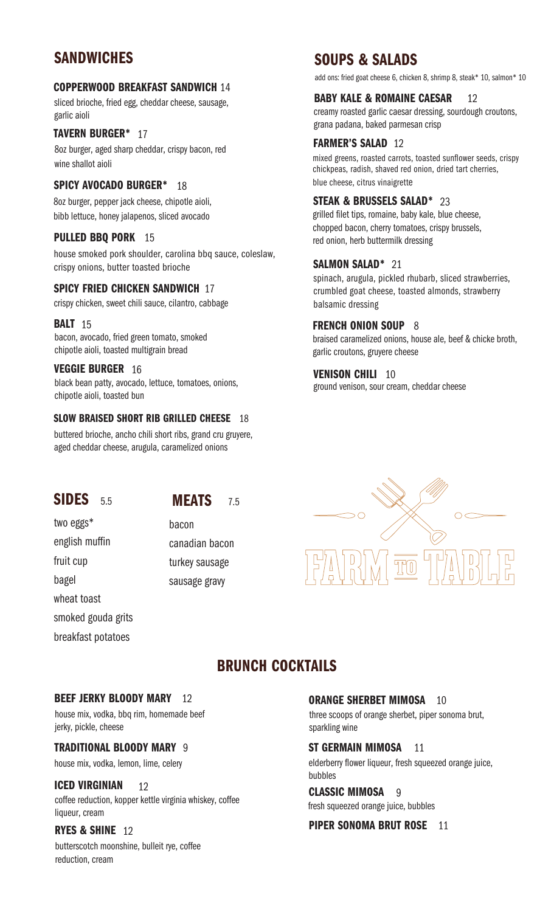## SANDWICHES

### COPPERWOOD BREAKFAST SANDWICH 14
sliced brioche, fried egg, cheddar cheese, sausage, garlic aioli

### TAVERN BURGER* 17
8oz burger, aged sharp cheddar, crispy bacon, red wine shallot aioli

### SPICY AVOCADO BURGER* 18
8oz burger, pepper jack cheese, chipotle aioli, bibb lettuce, honey jalapenos, sliced avocado

### PULLED BBQ PORK 15
house smoked pork shoulder, carolina bbq sauce, coleslaw, crispy onions, butter toasted brioche

### SPICY FRIED CHICKEN SANDWICH 17
crispy chicken, sweet chili sauce, cilantro, cabbage

### BALT 15
bacon, avocado, fried green tomato, smoked chipotle aioli, toasted multigrain bread

### VEGGIE BURGER 16
black bean patty, avocado, lettuce, tomatoes, onions, chipotle aioli, toasted bun

### SLOW BRAISED SHORT RIB GRILLED CHEESE 18
buttered brioche, ancho chili short ribs, grand cru gruyere, aged cheddar cheese, arugula, caramelized onions

## SOUPS & SALADS

add ons: fried goat cheese 6, chicken 8, shrimp 8, steak* 10, salmon* 10

### BABY KALE & ROMAINE CAESAR 12
creamy roasted garlic caesar dressing, sourdough croutons, grana padana, baked parmesan crisp

### FARMER'S SALAD 12
mixed greens, roasted carrots, toasted sunflower seeds, crispy chickpeas, radish, shaved red onion, dried tart cherries, blue cheese, citrus vinaigrette

### STEAK & BRUSSELS SALAD* 23
grilled filet tips, romaine, baby kale, blue cheese, chopped bacon, cherry tomatoes, crispy brussels, red onion, herb buttermilk dressing

### SALMON SALAD* 21
spinach, arugula, pickled rhubarb, sliced strawberries, crumbled goat cheese, toasted almonds, strawberry balsamic dressing

### FRENCH ONION SOUP 8
braised caramelized onions, house ale, beef & chicke broth, garlic croutons, gruyere cheese

### VENISON CHILI 10
ground venison, sour cream, cheddar cheese

## SIDES 5.5

two eggs*
english muffin
fruit cup
bagel
wheat toast
smoked gouda grits
breakfast potatoes

## MEATS 7.5

bacon
canadian bacon
turkey sausage
sausage gravy

FARM TO TABLE

## BRUNCH COCKTAILS

### BEEF JERKY BLOODY MARY 12
house mix, vodka, bbq rim, homemade beef jerky, pickle, cheese

### TRADITIONAL BLOODY MARY 9
house mix, vodka, lemon, lime, celery

### ICED VIRGINIAN 12
coffee reduction, kopper kettle virginia whiskey, coffee liqueur, cream

### RYES & SHINE 12
butterscotch moonshine, bulleit rye, coffee reduction, cream

### ORANGE SHERBET MIMOSA 10
three scoops of orange sherbet, piper sonoma brut, sparkling wine

### ST GERMAIN MIMOSA 11
elderberry flower liqueur, fresh squeezed orange juice, bubbles

### CLASSIC MIMOSA 9
fresh squeezed orange juice, bubbles

### PIPER SONOMA BRUT ROSE 11